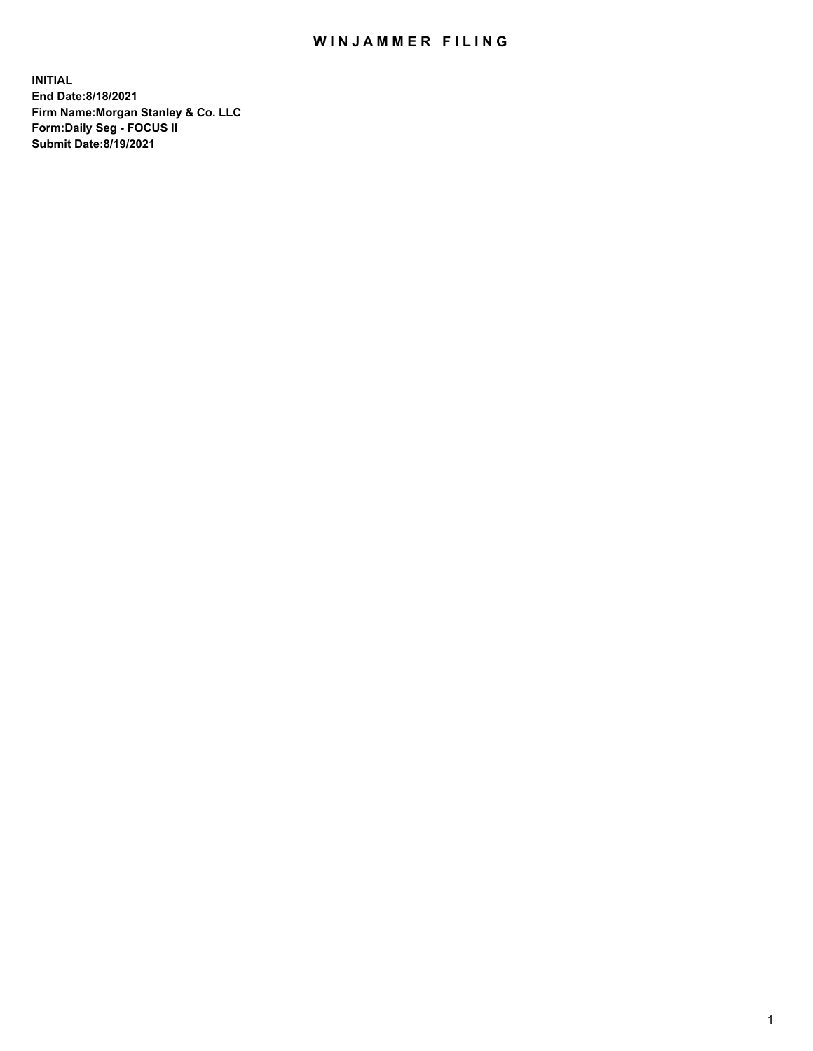# WINJAMMER FILING

**INITIAL**
**End Date:8/18/2021**
**Firm Name:Morgan Stanley & Co. LLC**
**Form:Daily Seg - FOCUS II**
**Submit Date:8/19/2021**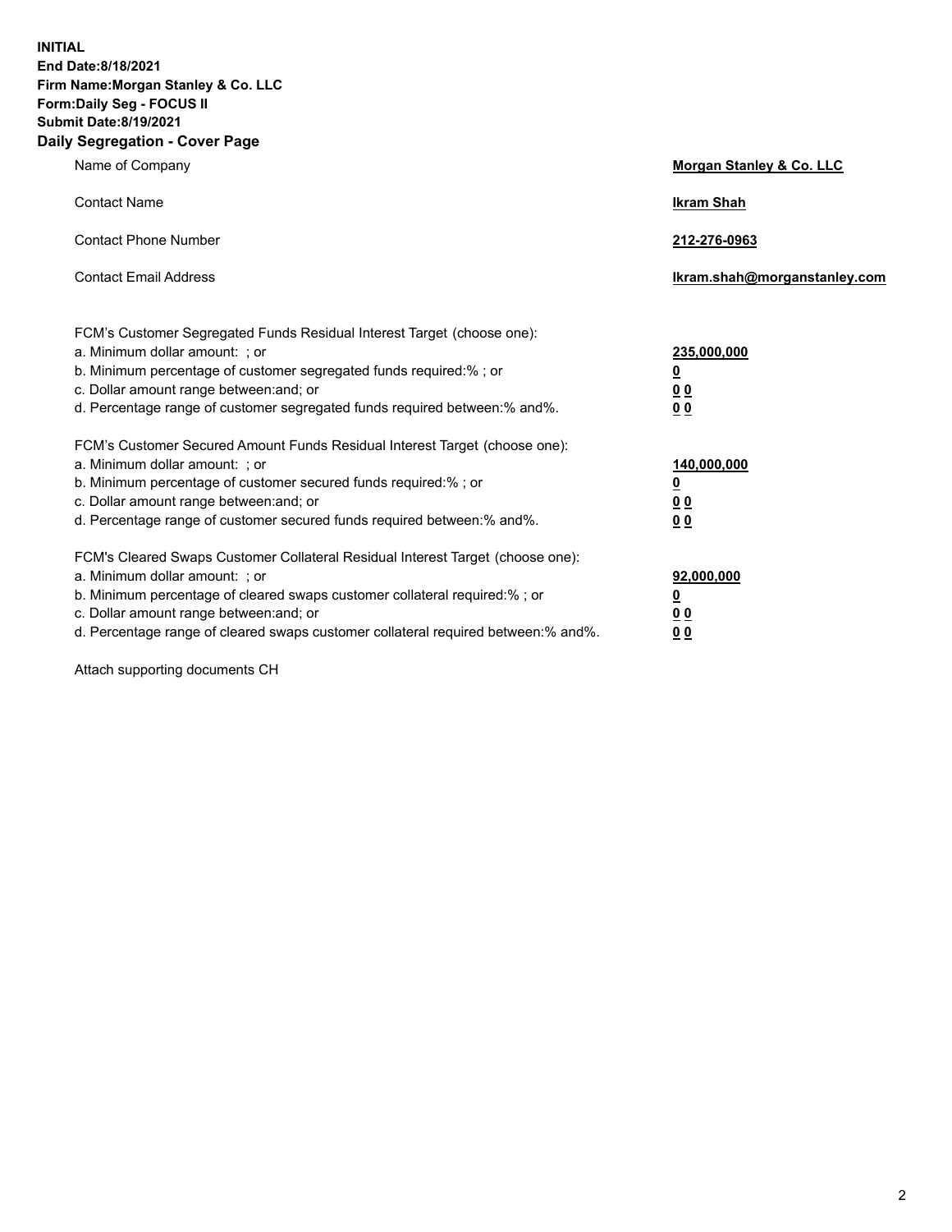**INITIAL**
**End Date:8/18/2021**
**Firm Name:Morgan Stanley & Co. LLC**
**Form:Daily Seg - FOCUS II**
**Submit Date:8/19/2021**
**Daily Segregation - Cover Page**

| | |
|---|---|
| Name of Company | **Morgan Stanley & Co. LLC** |
| Contact Name | **Ikram Shah** |
| Contact Phone Number | **212-276-0963** |
| Contact Email Address | **Ikram.shah@morganstanley.com** |

| | |
|---|---|
| FCM's Customer Segregated Funds Residual Interest Target (choose one): | |
| a. Minimum dollar amount: ; or | **235,000,000** |
| b. Minimum percentage of customer segregated funds required:% ; or | **0** |
| c. Dollar amount range between:and; or | **0 0** |
| d. Percentage range of customer segregated funds required between:% and%. | **0 0** |
| FCM's Customer Secured Amount Funds Residual Interest Target (choose one): | |
| a. Minimum dollar amount: ; or | **140,000,000** |
| b. Minimum percentage of customer secured funds required:% ; or | **0** |
| c. Dollar amount range between:and; or | **0 0** |
| d. Percentage range of customer secured funds required between:% and%. | **0 0** |
| FCM's Cleared Swaps Customer Collateral Residual Interest Target (choose one): | |
| a. Minimum dollar amount: ; or | **92,000,000** |
| b. Minimum percentage of cleared swaps customer collateral required:% ; or | **0** |
| c. Dollar amount range between:and; or | **0 0** |
| d. Percentage range of cleared swaps customer collateral required between:% and%. | **0 0** |

Attach supporting documents CH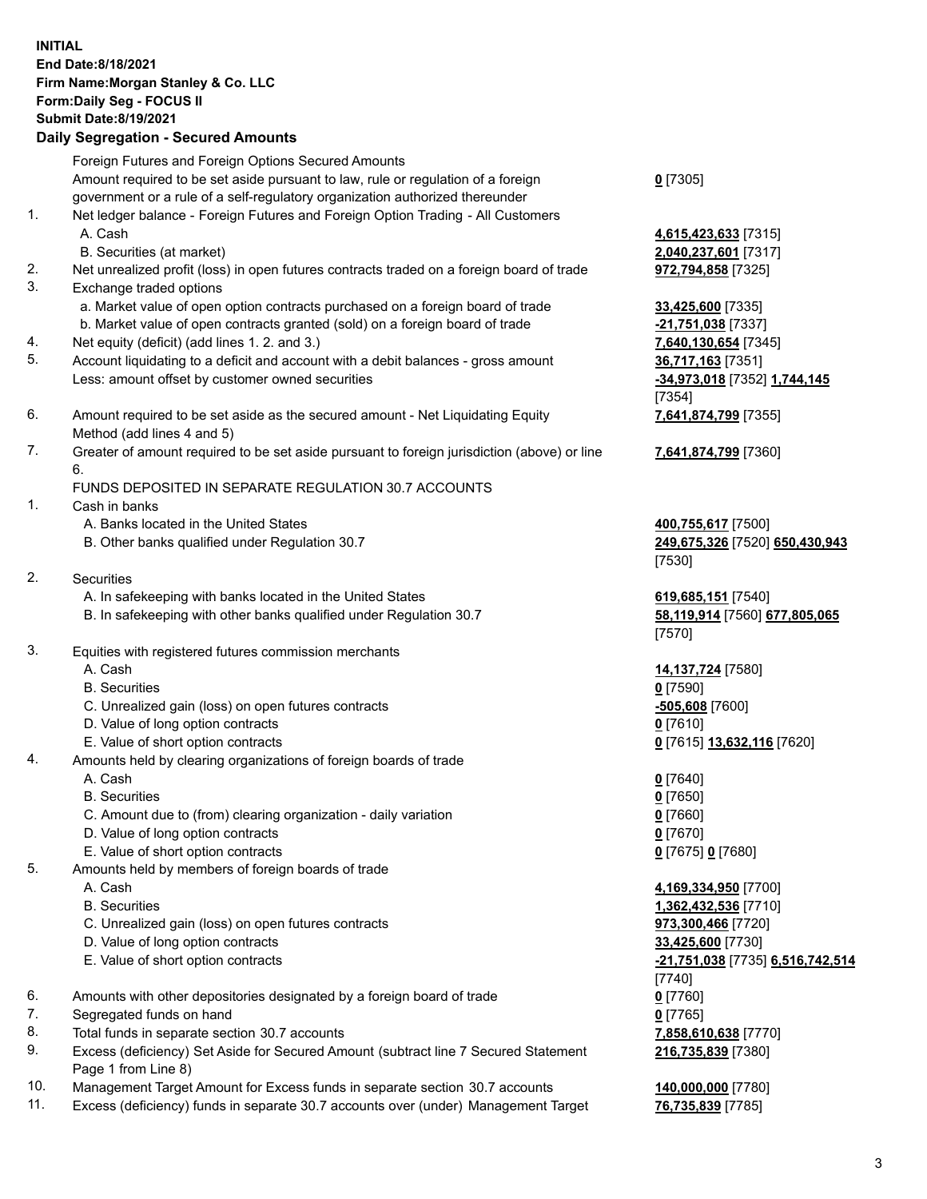**INITIAL**
**End Date:8/18/2021**
**Firm Name:Morgan Stanley & Co. LLC**
**Form:Daily Seg - FOCUS II**
**Submit Date:8/19/2021**

## Daily Segregation - Secured Amounts

| | | |
|---|---|---|
| | Foreign Futures and Foreign Options Secured Amounts | |
| | Amount required to be set aside pursuant to law, rule or regulation of a foreign government or a rule of a self-regulatory organization authorized thereunder | **0** [7305] |
| 1. | Net ledger balance - Foreign Futures and Foreign Option Trading - All Customers | |
| | A. Cash | **4,615,423,633** [7315] |
| | B. Securities (at market) | **2,040,237,601** [7317] |
| 2. | Net unrealized profit (loss) in open futures contracts traded on a foreign board of trade | **972,794,858** [7325] |
| 3. | Exchange traded options | |
| | a. Market value of open option contracts purchased on a foreign board of trade | **33,425,600** [7335] |
| | b. Market value of open contracts granted (sold) on a foreign board of trade | **-21,751,038** [7337] |
| 4. | Net equity (deficit) (add lines 1. 2. and 3.) | **7,640,130,654** [7345] |
| 5. | Account liquidating to a deficit and account with a debit balances - gross amount | **36,717,163** [7351] |
| | Less: amount offset by customer owned securities | **-34,973,018** [7352] **1,744,145** [7354] |
| 6. | Amount required to be set aside as the secured amount - Net Liquidating Equity Method (add lines 4 and 5) | **7,641,874,799** [7355] |
| 7. | Greater of amount required to be set aside pursuant to foreign jurisdiction (above) or line 6. | **7,641,874,799** [7360] |
| | FUNDS DEPOSITED IN SEPARATE REGULATION 30.7 ACCOUNTS | |
| 1. | Cash in banks | |
| | A. Banks located in the United States | **400,755,617** [7500] |
| | B. Other banks qualified under Regulation 30.7 | **249,675,326** [7520] **650,430,943** [7530] |
| 2. | Securities | |
| | A. In safekeeping with banks located in the United States | **619,685,151** [7540] |
| | B. In safekeeping with other banks qualified under Regulation 30.7 | **58,119,914** [7560] **677,805,065** [7570] |
| 3. | Equities with registered futures commission merchants | |
| | A. Cash | **14,137,724** [7580] |
| | B. Securities | **0** [7590] |
| | C. Unrealized gain (loss) on open futures contracts | **-505,608** [7600] |
| | D. Value of long option contracts | **0** [7610] |
| | E. Value of short option contracts | **0** [7615] **13,632,116** [7620] |
| 4. | Amounts held by clearing organizations of foreign boards of trade | |
| | A. Cash | **0** [7640] |
| | B. Securities | **0** [7650] |
| | C. Amount due to (from) clearing organization - daily variation | **0** [7660] |
| | D. Value of long option contracts | **0** [7670] |
| | E. Value of short option contracts | **0** [7675] **0** [7680] |
| 5. | Amounts held by members of foreign boards of trade | |
| | A. Cash | **4,169,334,950** [7700] |
| | B. Securities | **1,362,432,536** [7710] |
| | C. Unrealized gain (loss) on open futures contracts | **973,300,466** [7720] |
| | D. Value of long option contracts | **33,425,600** [7730] |
| | E. Value of short option contracts | **-21,751,038** [7735] **6,516,742,514** [7740] |
| 6. | Amounts with other depositories designated by a foreign board of trade | **0** [7760] |
| 7. | Segregated funds on hand | **0** [7765] |
| 8. | Total funds in separate section 30.7 accounts | **7,858,610,638** [7770] |
| 9. | Excess (deficiency) Set Aside for Secured Amount (subtract line 7 Secured Statement Page 1 from Line 8) | **216,735,839** [7380] |
| 10. | Management Target Amount for Excess funds in separate section 30.7 accounts | **140,000,000** [7780] |
| 11. | Excess (deficiency) funds in separate 30.7 accounts over (under) Management Target | **76,735,839** [7785] |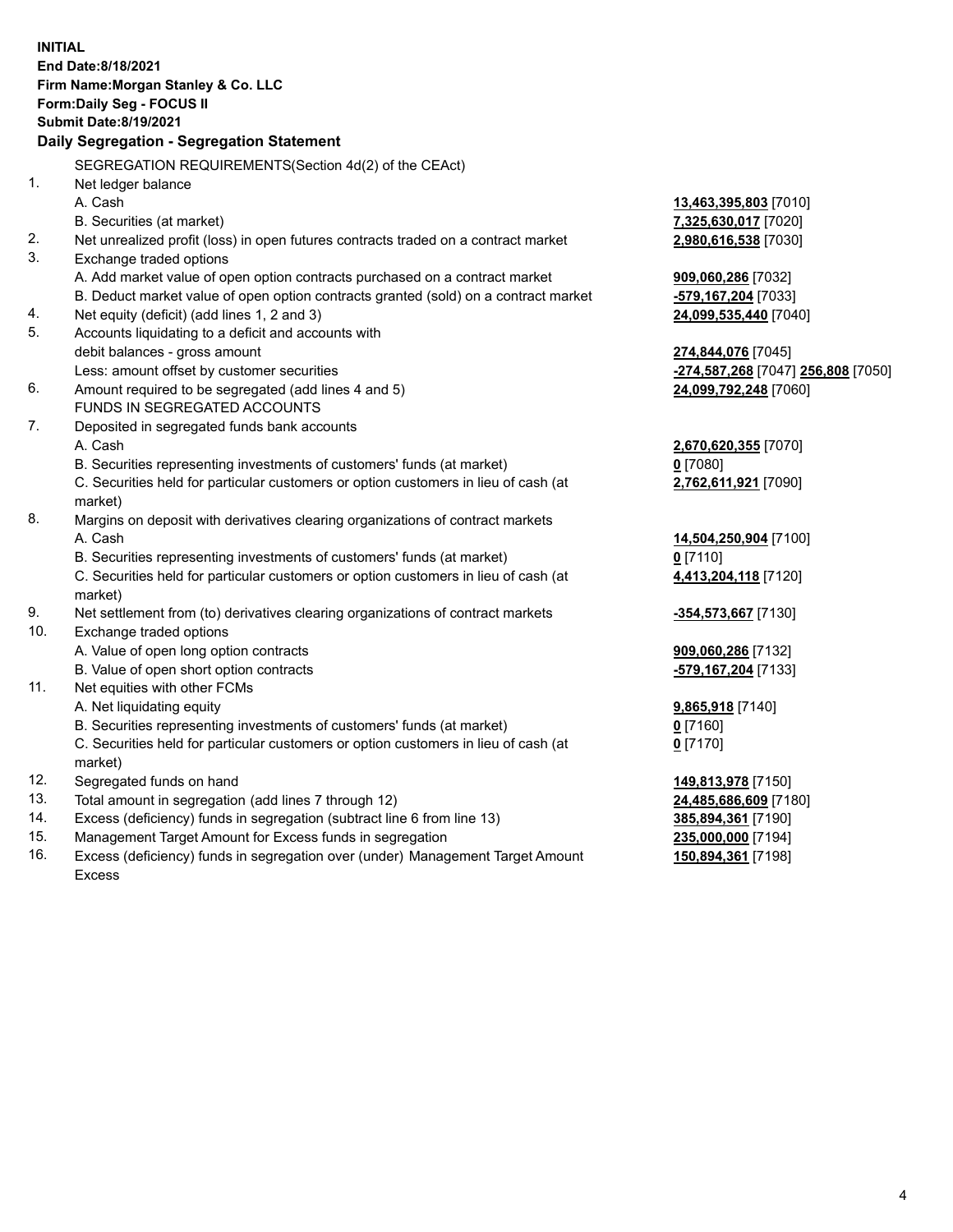**INITIAL**
**End Date:8/18/2021**
**Firm Name:Morgan Stanley & Co. LLC**
**Form:Daily Seg - FOCUS II**
**Submit Date:8/19/2021**

## Daily Segregation - Segregation Statement

SEGREGATION REQUIREMENTS(Section 4d(2) of the CEAct)

| | | |
|---|---|---|
| 1. | Net ledger balance | |
| | A. Cash | 13,463,395,803 [7010] |
| | B. Securities (at market) | 7,325,630,017 [7020] |
| 2. | Net unrealized profit (loss) in open futures contracts traded on a contract market | 2,980,616,538 [7030] |
| 3. | Exchange traded options | |
| | A. Add market value of open option contracts purchased on a contract market | 909,060,286 [7032] |
| | B. Deduct market value of open option contracts granted (sold) on a contract market | -579,167,204 [7033] |
| 4. | Net equity (deficit) (add lines 1, 2 and 3) | 24,099,535,440 [7040] |
| 5. | Accounts liquidating to a deficit and accounts with debit balances - gross amount | 274,844,076 [7045] |
| | Less: amount offset by customer securities | -274,587,268 [7047] 256,808 [7050] |
| 6. | Amount required to be segregated (add lines 4 and 5) | 24,099,792,248 [7060] |
| | FUNDS IN SEGREGATED ACCOUNTS | |
| 7. | Deposited in segregated funds bank accounts | |
| | A. Cash | 2,670,620,355 [7070] |
| | B. Securities representing investments of customers' funds (at market) | 0 [7080] |
| | C. Securities held for particular customers or option customers in lieu of cash (at market) | 2,762,611,921 [7090] |
| 8. | Margins on deposit with derivatives clearing organizations of contract markets | |
| | A. Cash | 14,504,250,904 [7100] |
| | B. Securities representing investments of customers' funds (at market) | 0 [7110] |
| | C. Securities held for particular customers or option customers in lieu of cash (at market) | 4,413,204,118 [7120] |
| 9. | Net settlement from (to) derivatives clearing organizations of contract markets | -354,573,667 [7130] |
| 10. | Exchange traded options | |
| | A. Value of open long option contracts | 909,060,286 [7132] |
| | B. Value of open short option contracts | -579,167,204 [7133] |
| 11. | Net equities with other FCMs | |
| | A. Net liquidating equity | 9,865,918 [7140] |
| | B. Securities representing investments of customers' funds (at market) | 0 [7160] |
| | C. Securities held for particular customers or option customers in lieu of cash (at market) | 0 [7170] |
| 12. | Segregated funds on hand | 149,813,978 [7150] |
| 13. | Total amount in segregation (add lines 7 through 12) | 24,485,686,609 [7180] |
| 14. | Excess (deficiency) funds in segregation (subtract line 6 from line 13) | 385,894,361 [7190] |
| 15. | Management Target Amount for Excess funds in segregation | 235,000,000 [7194] |
| 16. | Excess (deficiency) funds in segregation over (under) Management Target Amount Excess | 150,894,361 [7198] |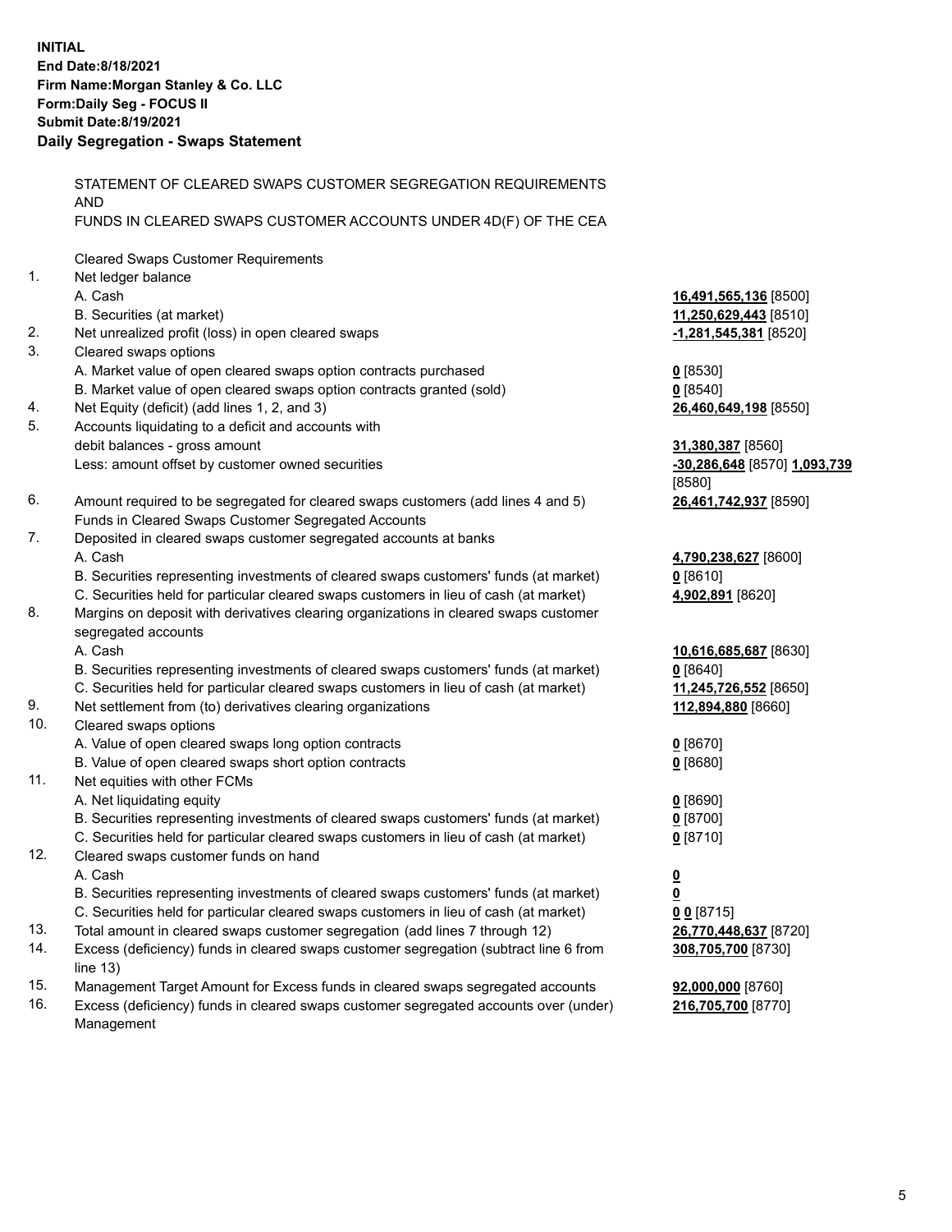**INITIAL**
**End Date:8/18/2021**
**Firm Name:Morgan Stanley & Co. LLC**
**Form:Daily Seg - FOCUS II**
**Submit Date:8/19/2021**
**Daily Segregation - Swaps Statement**

STATEMENT OF CLEARED SWAPS CUSTOMER SEGREGATION REQUIREMENTS AND FUNDS IN CLEARED SWAPS CUSTOMER ACCOUNTS UNDER 4D(F) OF THE CEA

| | | |
|---|---|---|
| | Cleared Swaps Customer Requirements | |
| 1. | Net ledger balance | |
| | A. Cash | **16,491,565,136** [8500] |
| | B. Securities (at market) | **11,250,629,443** [8510] |
| 2. | Net unrealized profit (loss) in open cleared swaps | **-1,281,545,381** [8520] |
| 3. | Cleared swaps options | |
| | A. Market value of open cleared swaps option contracts purchased | **0** [8530] |
| | B. Market value of open cleared swaps option contracts granted (sold) | **0** [8540] |
| 4. | Net Equity (deficit) (add lines 1, 2, and 3) | **26,460,649,198** [8550] |
| 5. | Accounts liquidating to a deficit and accounts with debit balances - gross amount | **31,380,387** [8560] |
| | Less: amount offset by customer owned securities | **-30,286,648** [8570] **1,093,739** [8580] |
| 6. | Amount required to be segregated for cleared swaps customers (add lines 4 and 5) | **26,461,742,937** [8590] |
| | Funds in Cleared Swaps Customer Segregated Accounts | |
| 7. | Deposited in cleared swaps customer segregated accounts at banks | |
| | A. Cash | **4,790,238,627** [8600] |
| | B. Securities representing investments of cleared swaps customers' funds (at market) | **0** [8610] |
| | C. Securities held for particular cleared swaps customers in lieu of cash (at market) | **4,902,891** [8620] |
| 8. | Margins on deposit with derivatives clearing organizations in cleared swaps customer segregated accounts | |
| | A. Cash | **10,616,685,687** [8630] |
| | B. Securities representing investments of cleared swaps customers' funds (at market) | **0** [8640] |
| | C. Securities held for particular cleared swaps customers in lieu of cash (at market) | **11,245,726,552** [8650] |
| 9. | Net settlement from (to) derivatives clearing organizations | **112,894,880** [8660] |
| 10. | Cleared swaps options | |
| | A. Value of open cleared swaps long option contracts | **0** [8670] |
| | B. Value of open cleared swaps short option contracts | **0** [8680] |
| 11. | Net equities with other FCMs | |
| | A. Net liquidating equity | **0** [8690] |
| | B. Securities representing investments of cleared swaps customers' funds (at market) | **0** [8700] |
| | C. Securities held for particular cleared swaps customers in lieu of cash (at market) | **0** [8710] |
| 12. | Cleared swaps customer funds on hand | |
| | A. Cash | **0** |
| | B. Securities representing investments of cleared swaps customers' funds (at market) | **0** |
| | C. Securities held for particular cleared swaps customers in lieu of cash (at market) | **0** **0** [8715] |
| 13. | Total amount in cleared swaps customer segregation (add lines 7 through 12) | **26,770,448,637** [8720] |
| 14. | Excess (deficiency) funds in cleared swaps customer segregation (subtract line 6 from line 13) | **308,705,700** [8730] |
| 15. | Management Target Amount for Excess funds in cleared swaps segregated accounts | **92,000,000** [8760] |
| 16. | Excess (deficiency) funds in cleared swaps customer segregated accounts over (under) Management | **216,705,700** [8770] |